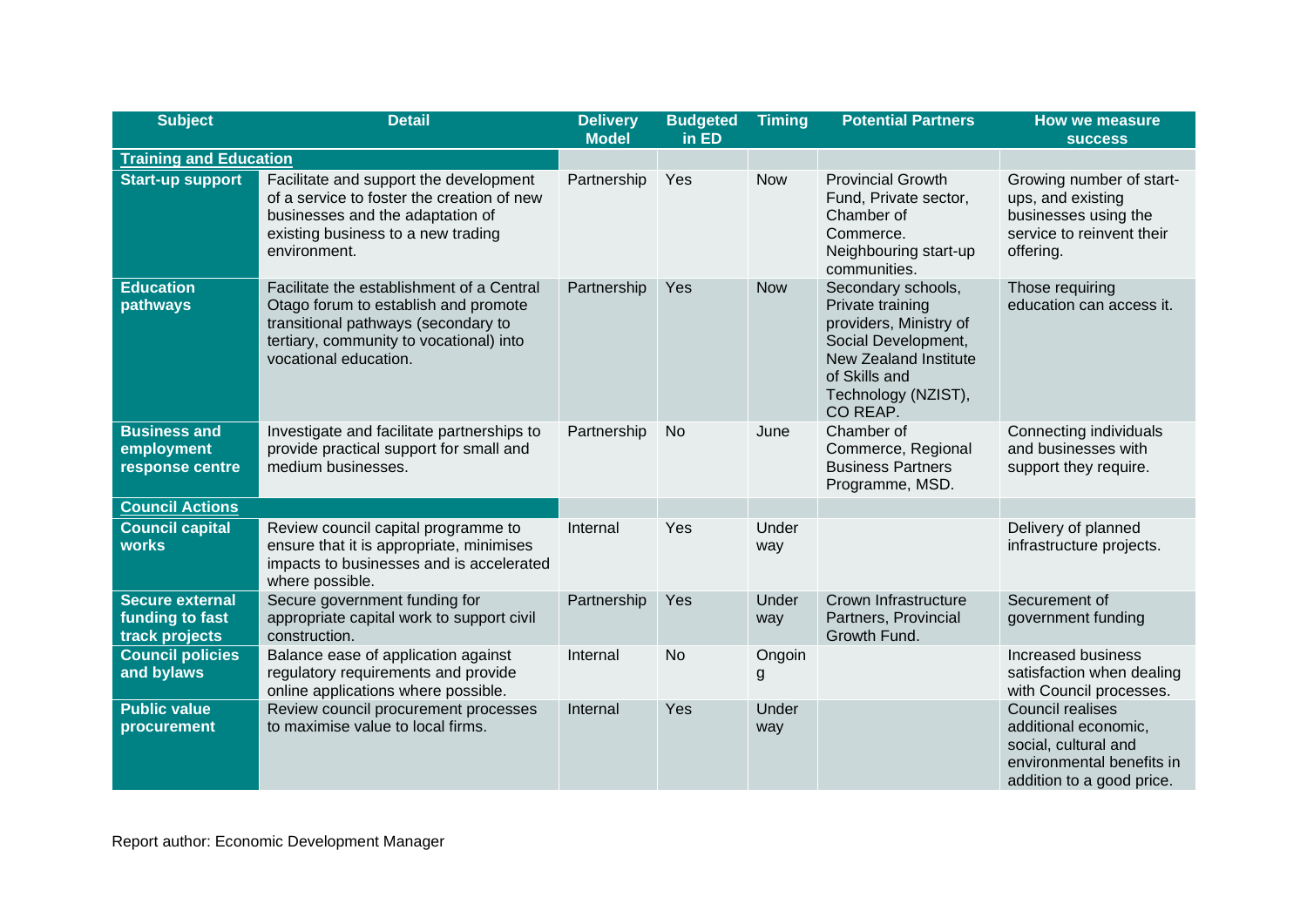| Subject | Detail | Delivery Model | Budgeted in ED | Timing | Potential Partners | How we measure success |
|---|---|---|---|---|---|---|
| **Training and Education** | | | | | | |
| **Start-up support** | Facilitate and support the development of a service to foster the creation of new businesses and the adaptation of existing business to a new trading environment. | Partnership | Yes | Now | Provincial Growth Fund, Private sector, Chamber of Commerce. Neighbouring start-up communities. | Growing number of start-ups, and existing businesses using the service to reinvent their offering. |
| **Education pathways** | Facilitate the establishment of a Central Otago forum to establish and promote transitional pathways (secondary to tertiary, community to vocational) into vocational education. | Partnership | Yes | Now | Secondary schools, Private training providers, Ministry of Social Development, New Zealand Institute of Skills and Technology (NZIST), CO REAP. | Those requiring education can access it. |
| **Business and employment response centre** | Investigate and facilitate partnerships to provide practical support for small and medium businesses. | Partnership | No | June | Chamber of Commerce, Regional Business Partners Programme, MSD. | Connecting individuals and businesses with support they require. |
| **Council Actions** | | | | | | |
| **Council capital works** | Review council capital programme to ensure that it is appropriate, minimises impacts to businesses and is accelerated where possible. | Internal | Yes | Under way | | Delivery of planned infrastructure projects. |
| **Secure external funding to fast track projects** | Secure government funding for appropriate capital work to support civil construction. | Partnership | Yes | Under way | Crown Infrastructure Partners, Provincial Growth Fund. | Securement of government funding |
| **Council policies and bylaws** | Balance ease of application against regulatory requirements and provide online applications where possible. | Internal | No | Ongoing | | Increased business satisfaction when dealing with Council processes. |
| **Public value procurement** | Review council procurement processes to maximise value to local firms. | Internal | Yes | Under way | | Council realises additional economic, social, cultural and environmental benefits in addition to a good price. |

Report author: Economic Development Manager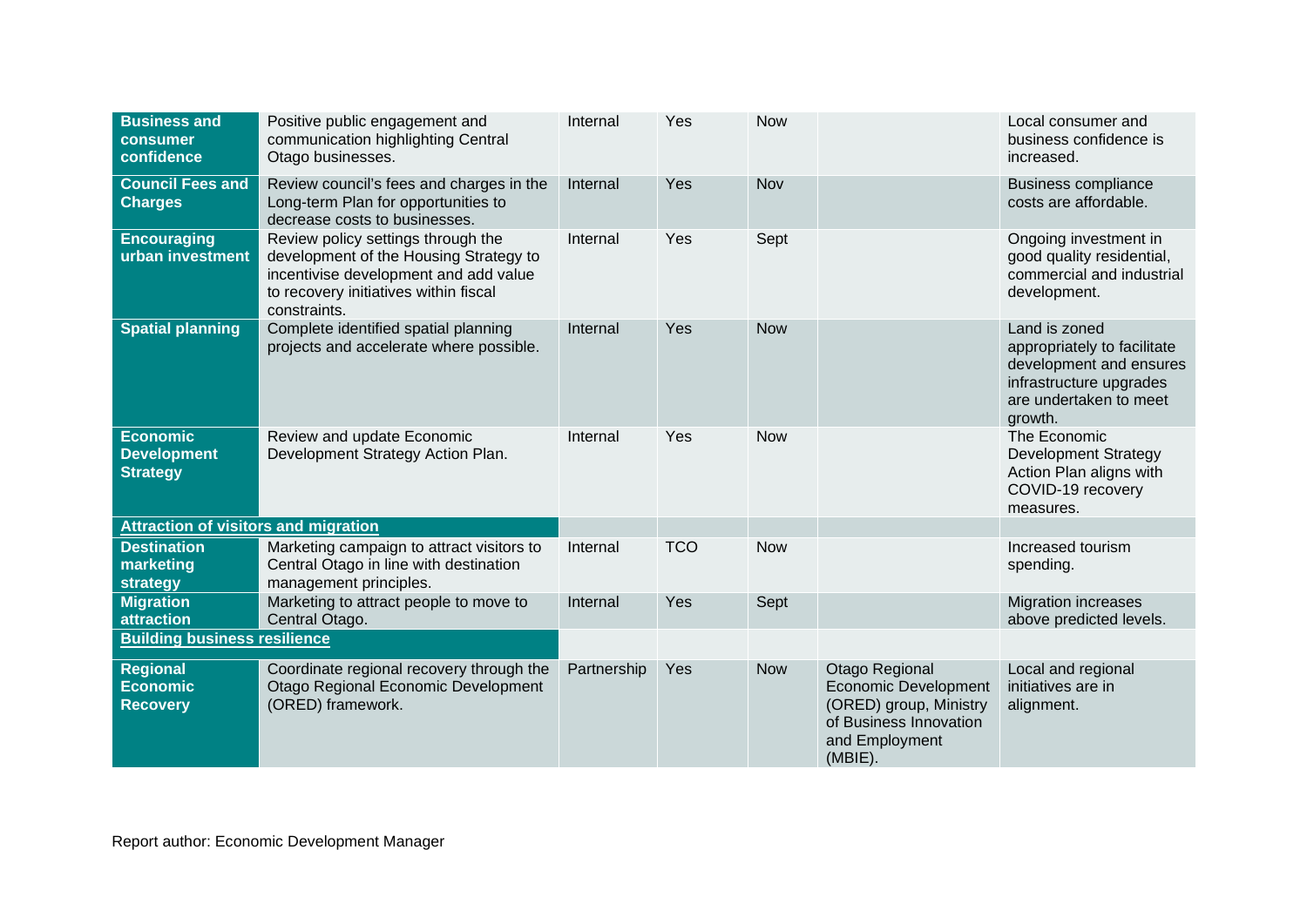| | | | | | | |
|---|---|---|---|---|---|---|
| **Business and consumer confidence** | Positive public engagement and communication highlighting Central Otago businesses. | Internal | Yes | Now | | Local consumer and business confidence is increased. |
| **Council Fees and Charges** | Review council's fees and charges in the Long-term Plan for opportunities to decrease costs to businesses. | Internal | Yes | Nov | | Business compliance costs are affordable. |
| **Encouraging urban investment** | Review policy settings through the development of the Housing Strategy to incentivise development and add value to recovery initiatives within fiscal constraints. | Internal | Yes | Sept | | Ongoing investment in good quality residential, commercial and industrial development. |
| **Spatial planning** | Complete identified spatial planning projects and accelerate where possible. | Internal | Yes | Now | | Land is zoned appropriately to facilitate development and ensures infrastructure upgrades are undertaken to meet growth. |
| **Economic Development Strategy** | Review and update Economic Development Strategy Action Plan. | Internal | Yes | Now | | The Economic Development Strategy Action Plan aligns with COVID-19 recovery measures. |
| **Attraction of visitors and migration** | | | | | | |
| **Destination marketing strategy** | Marketing campaign to attract visitors to Central Otago in line with destination management principles. | Internal | TCO | Now | | Increased tourism spending. |
| **Migration attraction** | Marketing to attract people to move to Central Otago. | Internal | Yes | Sept | | Migration increases above predicted levels. |
| **Building business resilience** | | | | | | |
| **Regional Economic Recovery** | Coordinate regional recovery through the Otago Regional Economic Development (ORED) framework. | Partnership | Yes | Now | Otago Regional Economic Development (ORED) group, Ministry of Business Innovation and Employment (MBIE). | Local and regional initiatives are in alignment. |

Report author: Economic Development Manager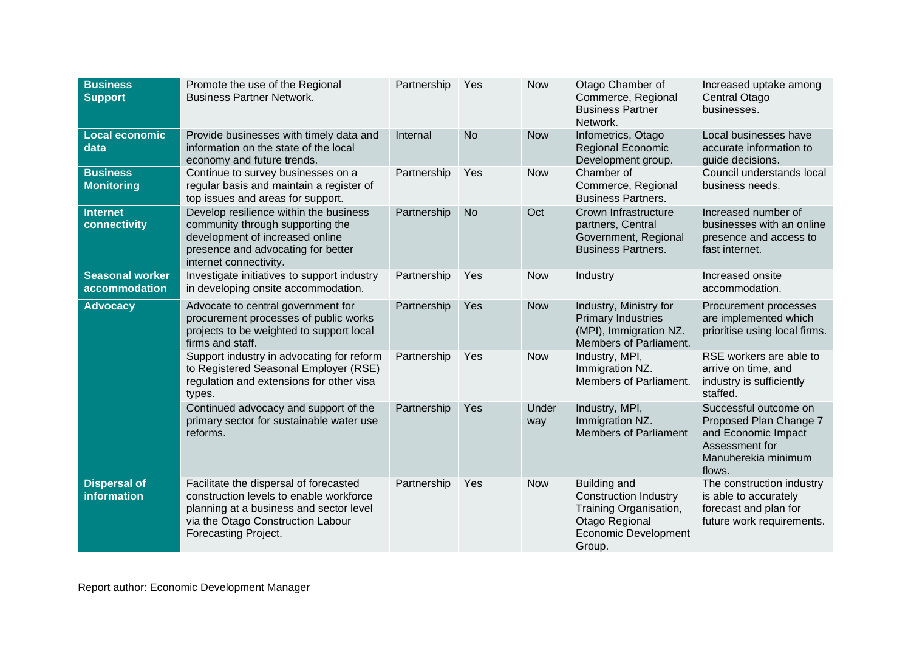| | | | | | | |
|---|---|---|---|---|---|---|
| **Business Support** | Promote the use of the Regional Business Partner Network. | Partnership | Yes | Now | Otago Chamber of Commerce, Regional Business Partner Network. | Increased uptake among Central Otago businesses. |
| **Local economic data** | Provide businesses with timely data and information on the state of the local economy and future trends. | Internal | No | Now | Infometrics, Otago Regional Economic Development group. | Local businesses have accurate information to guide decisions. |
| **Business Monitoring** | Continue to survey businesses on a regular basis and maintain a register of top issues and areas for support. | Partnership | Yes | Now | Chamber of Commerce, Regional Business Partners. | Council understands local business needs. |
| **Internet connectivity** | Develop resilience within the business community through supporting the development of increased online presence and advocating for better internet connectivity. | Partnership | No | Oct | Crown Infrastructure partners, Central Government, Regional Business Partners. | Increased number of businesses with an online presence and access to fast internet. |
| **Seasonal worker accommodation** | Investigate initiatives to support industry in developing onsite accommodation. | Partnership | Yes | Now | Industry | Increased onsite accommodation. |
| **Advocacy** | Advocate to central government for procurement processes of public works projects to be weighted to support local firms and staff. | Partnership | Yes | Now | Industry, Ministry for Primary Industries (MPI), Immigration NZ. Members of Parliament. | Procurement processes are implemented which prioritise using local firms. |
| | Support industry in advocating for reform to Registered Seasonal Employer (RSE) regulation and extensions for other visa types. | Partnership | Yes | Now | Industry, MPI, Immigration NZ. Members of Parliament. | RSE workers are able to arrive on time, and industry is sufficiently staffed. |
| | Continued advocacy and support of the primary sector for sustainable water use reforms. | Partnership | Yes | Under way | Industry, MPI, Immigration NZ. Members of Parliament | Successful outcome on Proposed Plan Change 7 and Economic Impact Assessment for Manuherekia minimum flows. |
| **Dispersal of information** | Facilitate the dispersal of forecasted construction levels to enable workforce planning at a business and sector level via the Otago Construction Labour Forecasting Project. | Partnership | Yes | Now | Building and Construction Industry Training Organisation, Otago Regional Economic Development Group. | The construction industry is able to accurately forecast and plan for future work requirements. |

Report author: Economic Development Manager